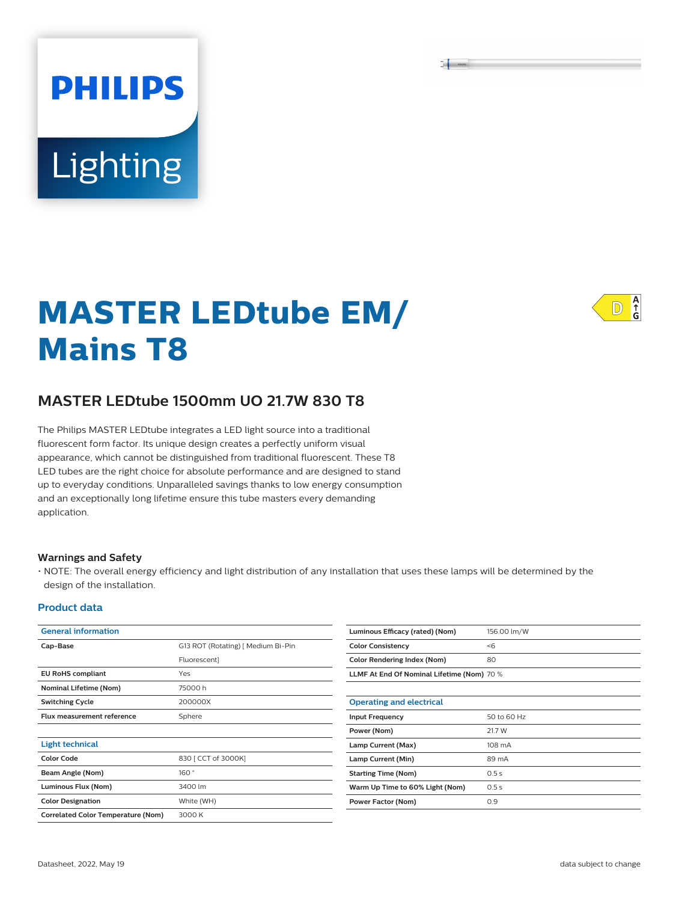# MASTER LEDtube EM/ Mains T8

## MASTER LEDtube 1500mm UO 21.7W 830 T8

The Philips MASTER LEDtube integrates a LED light source into a traditional fluorescent form factor. Its unique design creates a perfectly uniform visual appearance, which cannot be distinguished from traditional fluorescent. These T8 LED tubes are the right choice for absolute performance and are designed to stand up to everyday conditions. Unparalleled savings thanks to low energy consumption and an exceptionally long lifetime ensure this tube masters every demanding application.

### Warnings and Safety

- NOTE: The overall energy efficiency and light distribution of any installation that uses these lamps will be determined by the design of the installation.

### Product data

| General information | |
|---|---|
| Cap-Base | G13 ROT (Rotating) [ Medium Bi-Pin Fluorescent] |
| EU RoHS compliant | Yes |
| Nominal Lifetime (Nom) | 75000 h |
| Switching Cycle | 200000X |
| Flux measurement reference | Sphere |

| Light technical | |
|---|---|
| Color Code | 830 [ CCT of 3000K] |
| Beam Angle (Nom) | 160 ° |
| Luminous Flux (Nom) | 3400 lm |
| Color Designation | White (WH) |
| Correlated Color Temperature (Nom) | 3000 K |
| Luminous Efficacy (rated) (Nom) | 156.00 lm/W |
| Color Consistency | <6 |
| Color Rendering Index (Nom) | 80 |
| LLMF At End Of Nominal Lifetime (Nom) | 70 % |

| Operating and electrical | |
|---|---|
| Input Frequency | 50 to 60 Hz |
| Power (Nom) | 21.7 W |
| Lamp Current (Max) | 108 mA |
| Lamp Current (Min) | 89 mA |
| Starting Time (Nom) | 0.5 s |
| Warm Up Time to 60% Light (Nom) | 0.5 s |
| Power Factor (Nom) | 0.9 |

Datasheet, 2022, May 19 data subject to change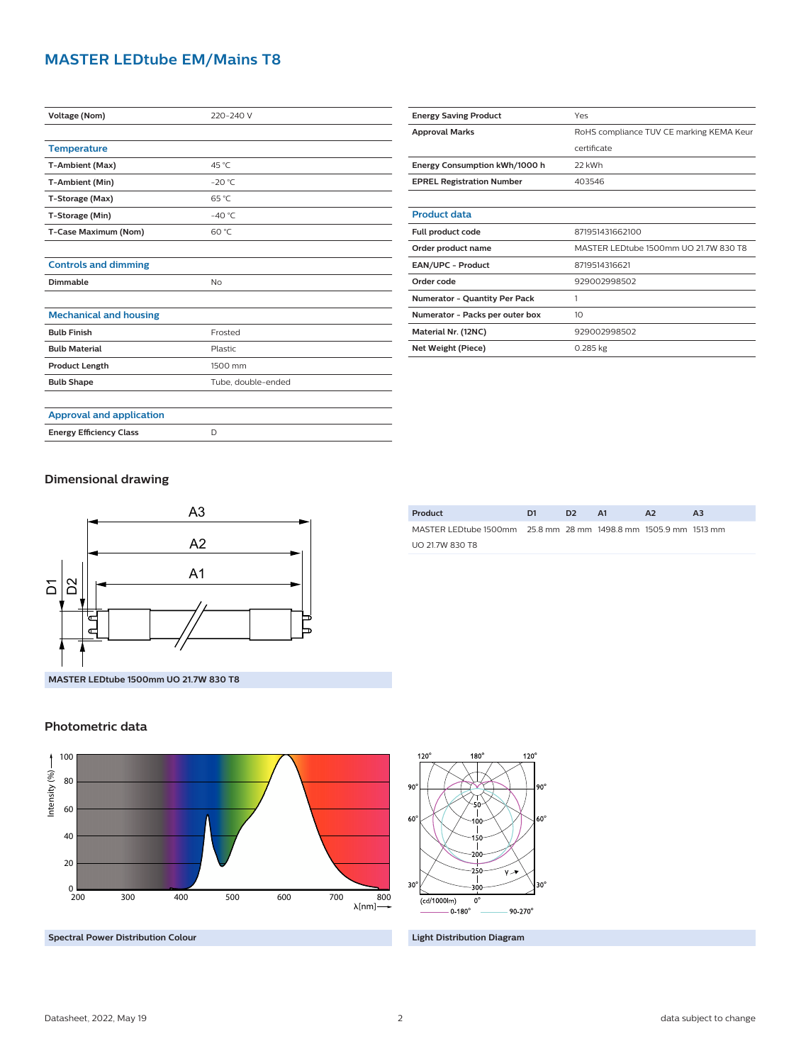# MASTER LEDtube EM/Mains T8

| | |
|---|---|
| Voltage (Nom) | 220-240 V |

### Temperature

| | |
|---|---|
| T-Ambient (Max) | 45 °C |
| T-Ambient (Min) | -20 °C |
| T-Storage (Max) | 65 °C |
| T-Storage (Min) | -40 °C |
| T-Case Maximum (Nom) | 60 °C |

### Controls and dimming

| | |
|---|---|
| Dimmable | No |

### Mechanical and housing

| | |
|---|---|
| Bulb Finish | Frosted |
| Bulb Material | Plastic |
| Product Length | 1500 mm |
| Bulb Shape | Tube, double-ended |

### Approval and application

| | |
|---|---|
| Energy Efficiency Class | D |
| Energy Saving Product | Yes |
| Approval Marks | RoHS compliance TUV CE marking KEMA Keur certificate |
| Energy Consumption kWh/1000 h | 22 kWh |
| EPREL Registration Number | 403546 |

### Product data

| | |
|---|---|
| Full product code | 871951431662100 |
| Order product name | MASTER LEDtube 1500mm UO 21.7W 830 T8 |
| EAN/UPC - Product | 8719514316621 |
| Order code | 929002998502 |
| Numerator - Quantity Per Pack | 1 |
| Numerator - Packs per outer box | 10 |
| Material Nr. (12NC) | 929002998502 |
| Net Weight (Piece) | 0.285 kg |

## Dimensional drawing

MASTER LEDtube 1500mm UO 21.7W 830 T8

| Product | D1 | D2 | A1 | A2 | A3 |
|---|---|---|---|---|---|
| MASTER LEDtube 1500mm UO 21.7W 830 T8 | 25.8 mm | 28 mm | 1498.8 mm | 1505.9 mm | 1513 mm |

## Photometric data

Spectral Power Distribution Colour

Light Distribution Diagram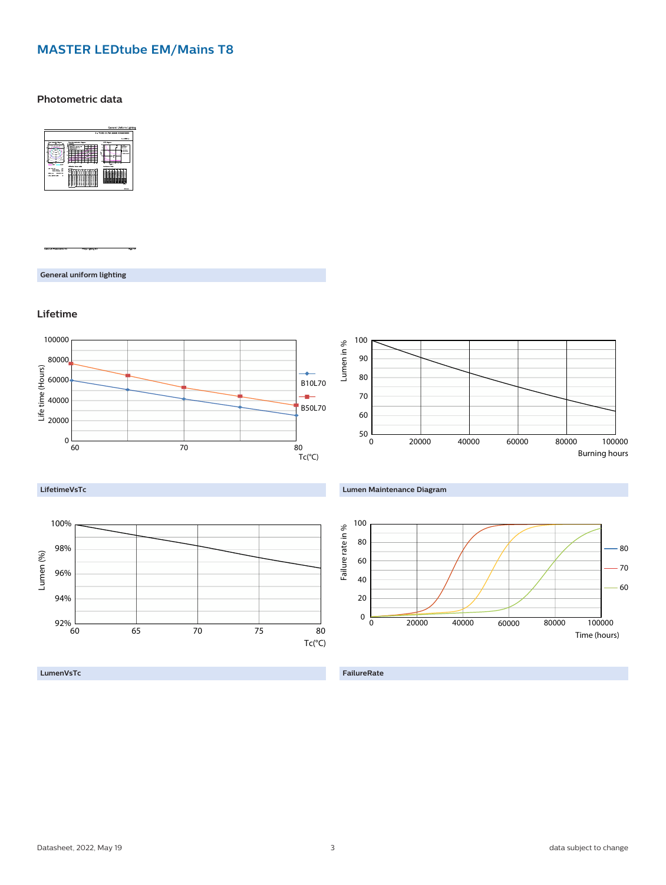# MASTER LEDtube EM/Mains T8

## Photometric data

General uniform lighting

## Lifetime

LifetimeVsTc

Lumen Maintenance Diagram

LumenVsTc

FailureRate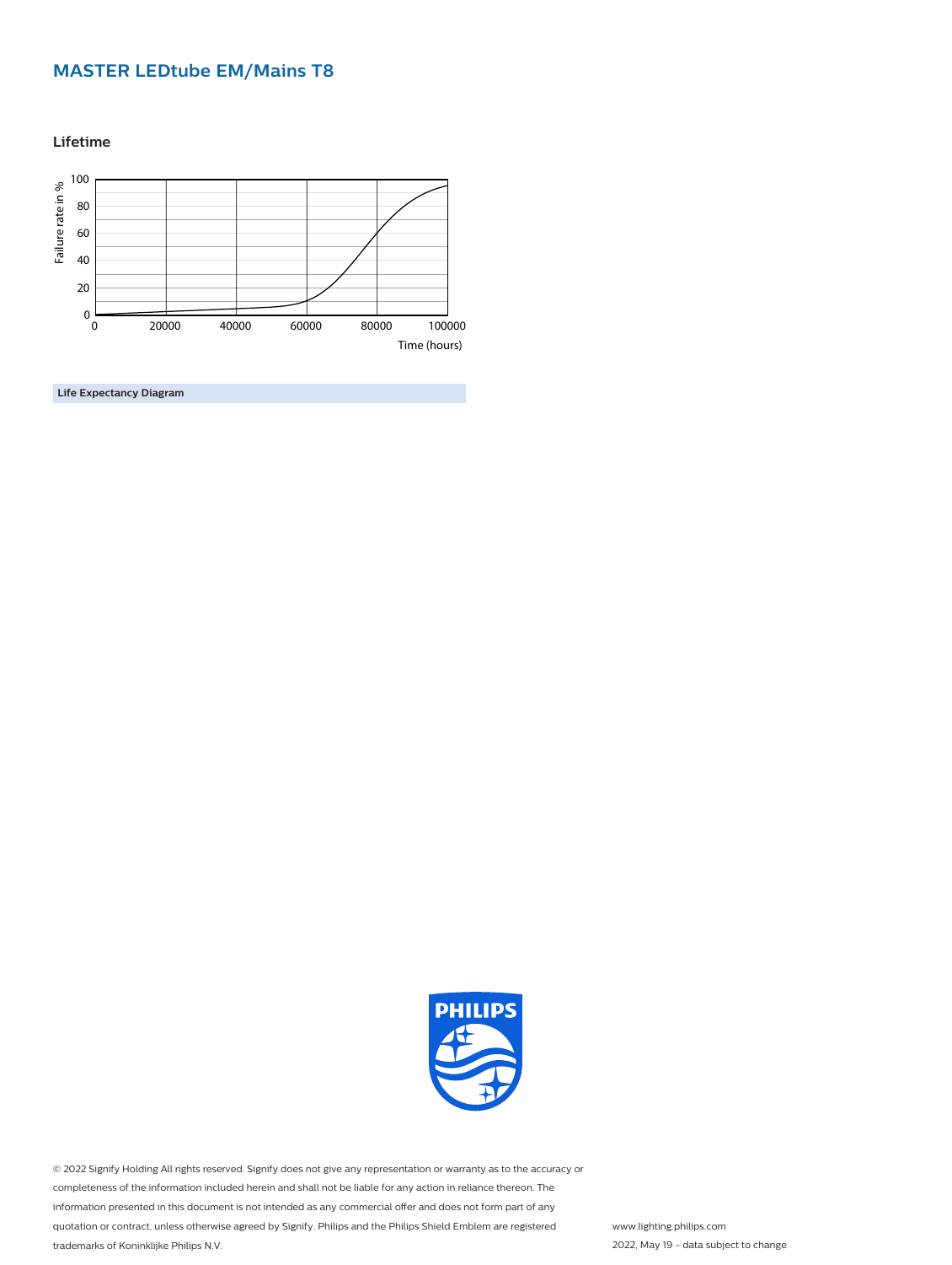## MASTER LEDtube EM/Mains T8

### Lifetime

Failure rate in %

100
80
60
40
20
0

0
20000
40000
60000
80000
100000

Time (hours)

**Life Expectancy Diagram**

© 2022 Signify Holding All rights reserved. Signify does not give any representation or warranty as to the accuracy or completeness of the information included herein and shall not be liable for any action in reliance thereon. The information presented in this document is not intended as any commercial offer and does not form part of any quotation or contract, unless otherwise agreed by Signify. Philips and the Philips Shield Emblem are registered trademarks of Koninklijke Philips N.V.

www.lighting.philips.com
2022, May 19 - data subject to change